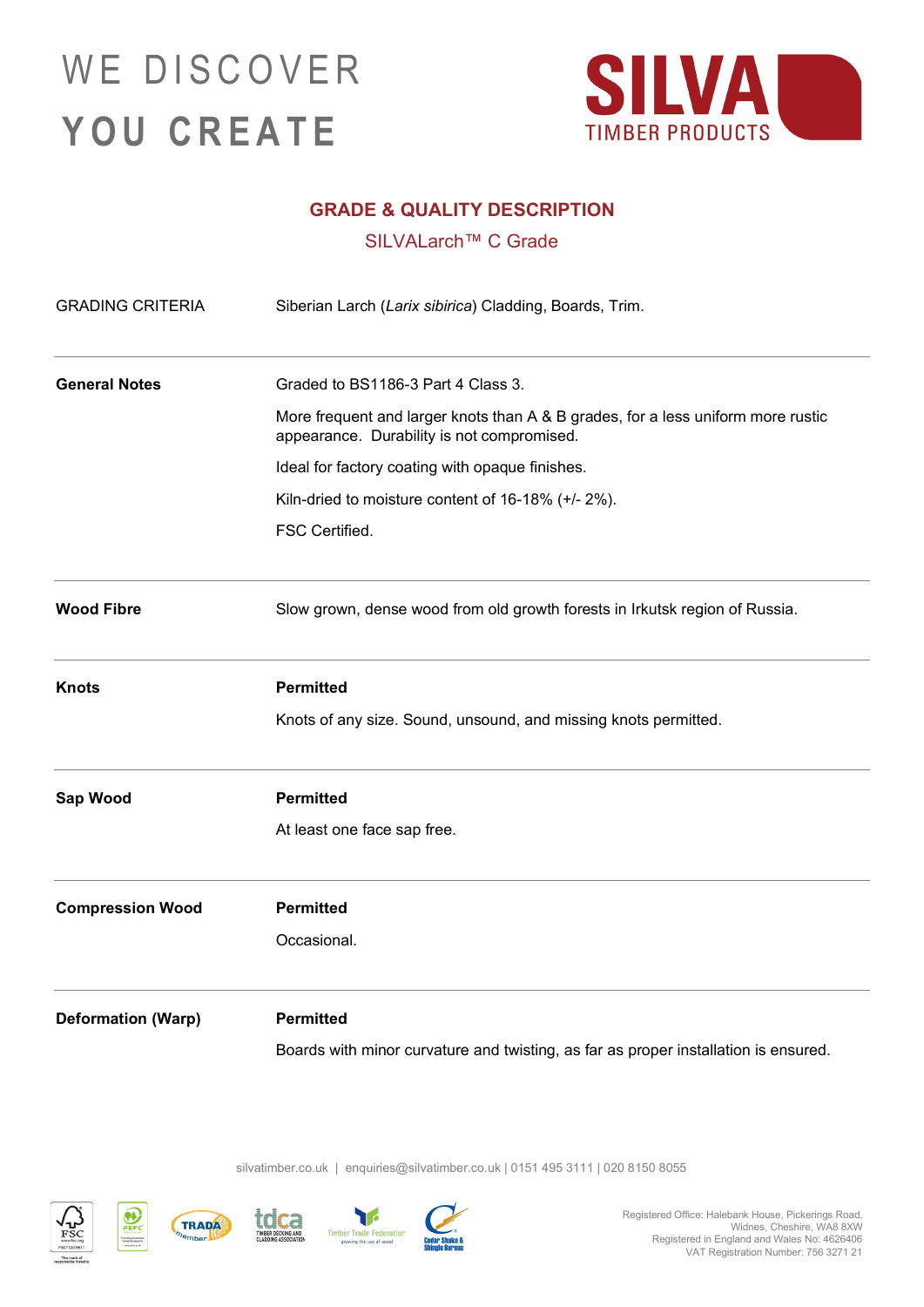WE DISCOVER
**YOU CREATE**

**SILVA** TIMBER PRODUCTS

## GRADE & QUALITY DESCRIPTION

### SILVALarch™ C Grade

| GRADING CRITERIA | Siberian Larch (*Larix sibirica*) Cladding, Boards, Trim. |
|---|---|
| **General Notes** | Graded to BS1186-3 Part 4 Class 3.<br><br>More frequent and larger knots than A & B grades, for a less uniform more rustic appearance. Durability is not compromised.<br><br>Ideal for factory coating with opaque finishes.<br><br>Kiln-dried to moisture content of 16-18% (+/- 2%).<br><br>FSC Certified. |
| **Wood Fibre** | Slow grown, dense wood from old growth forests in Irkutsk region of Russia. |
| **Knots** | **Permitted**<br><br>Knots of any size. Sound, unsound, and missing knots permitted. |
| **Sap Wood** | **Permitted**<br><br>At least one face sap free. |
| **Compression Wood** | **Permitted**<br><br>Occasional. |
| **Deformation (Warp)** | **Permitted**<br><br>Boards with minor curvature and twisting, as far as proper installation is ensured. |

silvatimber.co.uk | enquiries@silvatimber.co.uk | 0151 495 3111 | 020 8150 8055

Registered Office: Halebank House, Pickerings Road, Widnes, Cheshire, WA8 8XW
Registered in England and Wales No: 4626406
VAT Registration Number: 756 3271 21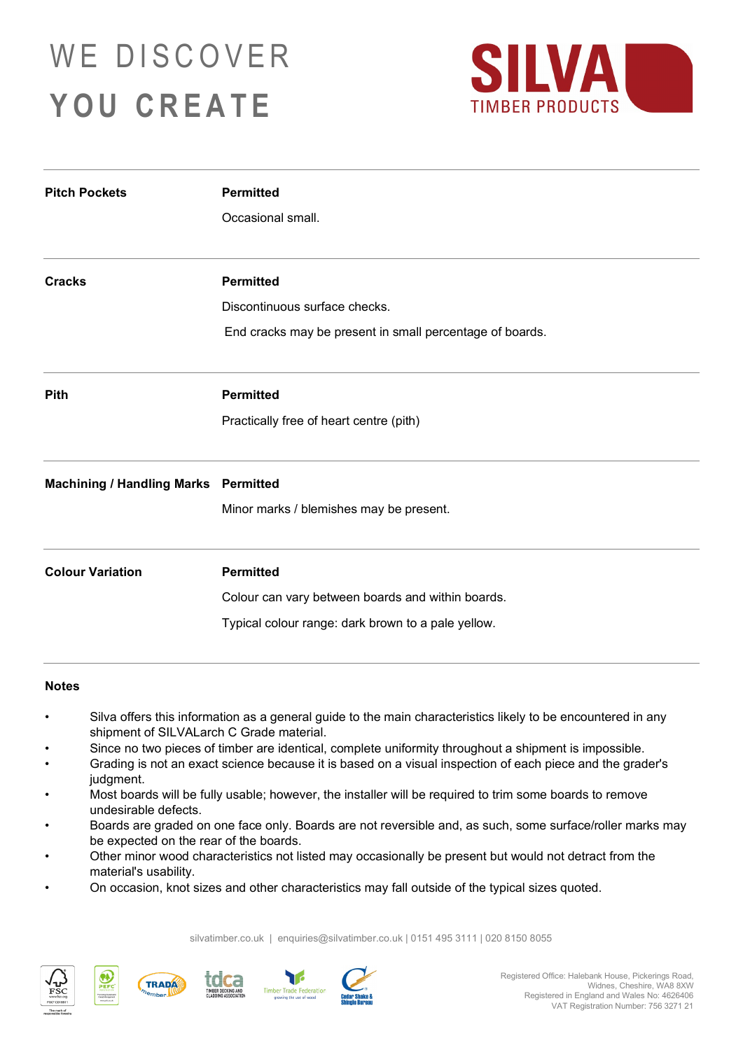WE DISCOVER

YOU CREATE

SILVA TIMBER PRODUCTS

| | | |
|---|---|---|
| **Pitch Pockets** | **Permitted** | Occasional small. |
| **Cracks** | **Permitted** | Discontinuous surface checks.<br>End cracks may be present in small percentage of boards. |
| **Pith** | **Permitted** | Practically free of heart centre (pith) |
| **Machining / Handling Marks** | **Permitted** | Minor marks / blemishes may be present. |
| **Colour Variation** | **Permitted** | Colour can vary between boards and within boards.<br>Typical colour range: dark brown to a pale yellow. |

**Notes**

- Silva offers this information as a general guide to the main characteristics likely to be encountered in any shipment of SILVALarch C Grade material.
- Since no two pieces of timber are identical, complete uniformity throughout a shipment is impossible.
- Grading is not an exact science because it is based on a visual inspection of each piece and the grader's judgment.
- Most boards will be fully usable; however, the installer will be required to trim some boards to remove undesirable defects.
- Boards are graded on one face only. Boards are not reversible and, as such, some surface/roller marks may be expected on the rear of the boards.
- Other minor wood characteristics not listed may occasionally be present but would not detract from the material's usability.
- On occasion, knot sizes and other characteristics may fall outside of the typical sizes quoted.

silvatimber.co.uk | enquiries@silvatimber.co.uk | 0151 495 3111 | 020 8150 8055

Registered Office: Halebank House, Pickerings Road, Widnes, Cheshire, WA8 8XW
Registered in England and Wales No: 4626406
VAT Registration Number: 756 3271 21